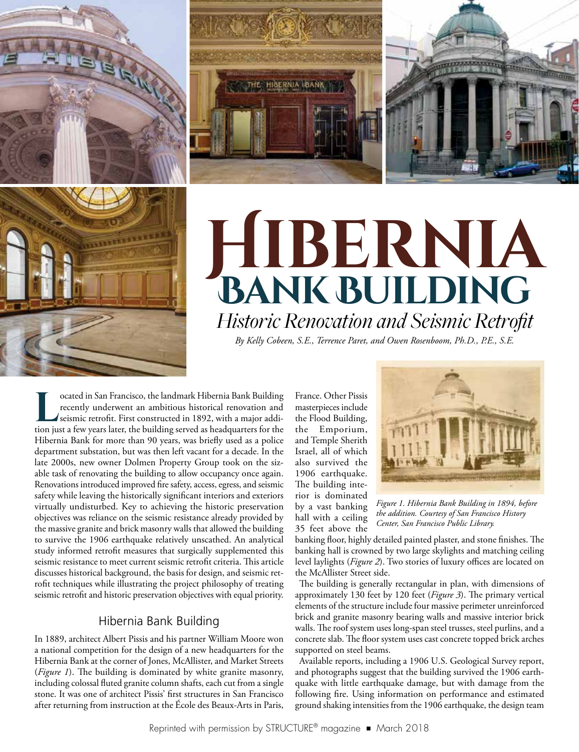# Hibernia Bank Building

## *Historic Renovation and Seismic Retrofit*

*By Kelly Cobeen, S.E., Terrence Paret, and Owen Rosenboom, Ph.D., P.E., S.E.*

Located in San Francisco, the landmark Hibernia Bank Building recently underwent an ambitious historical renovation and seismic retrofit. First constructed in 1892, with a major addition just a few years later, the building served as headquarters for the Hibernia Bank for more than 90 years, was briefly used as a police department substation, but was then left vacant for a decade. In the late 2000s, new owner Dolmen Property Group took on the sizable task of renovating the building to allow occupancy once again. Renovations introduced improved fire safety, access, egress, and seismic safety while leaving the historically significant interiors and exteriors virtually undisturbed. Key to achieving the historic preservation objectives was reliance on the seismic resistance already provided by the massive granite and brick masonry walls that allowed the building to survive the 1906 earthquake relatively unscathed. An analytical study informed retrofit measures that surgically supplemented this seismic resistance to meet current seismic retrofit criteria. This article discusses historical background, the basis for design, and seismic retrofit techniques while illustrating the project philosophy of treating seismic retrofit and historic preservation objectives with equal priority.

## Hibernia Bank Building

In 1889, architect Albert Pissis and his partner William Moore won a national competition for the design of a new headquarters for the Hibernia Bank at the corner of Jones, McAllister, and Market Streets (*Figure 1*). The building is dominated by white granite masonry, including colossal fluted granite column shafts, each cut from a single stone. It was one of architect Pissis' first structures in San Francisco after returning from instruction at the École des Beaux-Arts in Paris, France. Other Pissis masterpieces include the Flood Building, the Emporium, and Temple Sherith Israel, all of which also survived the 1906 earthquake. The building interior is dominated by a vast banking hall with a ceiling 35 feet above the banking floor, highly detailed painted plaster, and stone finishes. The banking hall is crowned by two large skylights and matching ceiling level laylights (*Figure 2*). Two stories of luxury offices are located on the McAllister Street side.

*Figure 1. Hibernia Bank Building in 1894, before the addition. Courtesy of San Francisco History Center, San Francisco Public Library.*

The building is generally rectangular in plan, with dimensions of approximately 130 feet by 120 feet (*Figure 3*). The primary vertical elements of the structure include four massive perimeter unreinforced brick and granite masonry bearing walls and massive interior brick walls. The roof system uses long-span steel trusses, steel purlins, and a concrete slab. The floor system uses cast concrete topped brick arches supported on steel beams.

Available reports, including a 1906 U.S. Geological Survey report, and photographs suggest that the building survived the 1906 earthquake with little earthquake damage, but with damage from the following fire. Using information on performance and estimated ground shaking intensities from the 1906 earthquake, the design team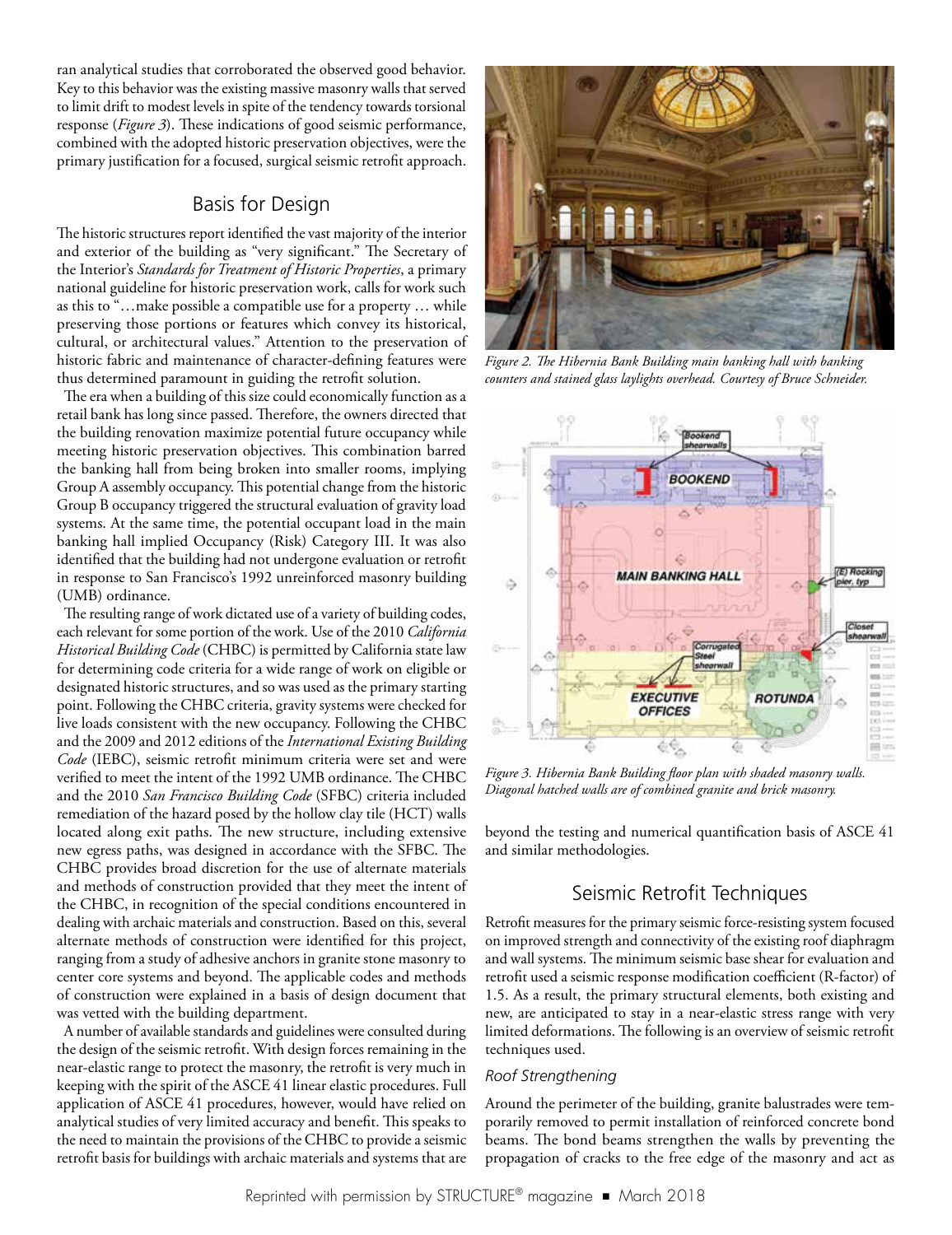ran analytical studies that corroborated the observed good behavior. Key to this behavior was the existing massive masonry walls that served to limit drift to modest levels in spite of the tendency towards torsional response (*Figure 3*). These indications of good seismic performance, combined with the adopted historic preservation objectives, were the primary justification for a focused, surgical seismic retrofit approach.

## Basis for Design

The historic structures report identified the vast majority of the interior and exterior of the building as "very significant." The Secretary of the Interior's *Standards for Treatment of Historic Properties*, a primary national guideline for historic preservation work, calls for work such as this to "…make possible a compatible use for a property … while preserving those portions or features which convey its historical, cultural, or architectural values." Attention to the preservation of historic fabric and maintenance of character-defining features were thus determined paramount in guiding the retrofit solution.

The era when a building of this size could economically function as a retail bank has long since passed. Therefore, the owners directed that the building renovation maximize potential future occupancy while meeting historic preservation objectives. This combination barred the banking hall from being broken into smaller rooms, implying Group A assembly occupancy. This potential change from the historic Group B occupancy triggered the structural evaluation of gravity load systems. At the same time, the potential occupant load in the main banking hall implied Occupancy (Risk) Category III. It was also identified that the building had not undergone evaluation or retrofit in response to San Francisco's 1992 unreinforced masonry building (UMB) ordinance.

The resulting range of work dictated use of a variety of building codes, each relevant for some portion of the work. Use of the 2010 *California Historical Building Code* (CHBC) is permitted by California state law for determining code criteria for a wide range of work on eligible or designated historic structures, and so was used as the primary starting point. Following the CHBC criteria, gravity systems were checked for live loads consistent with the new occupancy. Following the CHBC and the 2009 and 2012 editions of the *International Existing Building Code* (IEBC), seismic retrofit minimum criteria were set and were verified to meet the intent of the 1992 UMB ordinance. The CHBC and the 2010 *San Francisco Building Code* (SFBC) criteria included remediation of the hazard posed by the hollow clay tile (HCT) walls located along exit paths. The new structure, including extensive new egress paths, was designed in accordance with the SFBC. The CHBC provides broad discretion for the use of alternate materials and methods of construction provided that they meet the intent of the CHBC, in recognition of the special conditions encountered in dealing with archaic materials and construction. Based on this, several alternate methods of construction were identified for this project, ranging from a study of adhesive anchors in granite stone masonry to center core systems and beyond. The applicable codes and methods of construction were explained in a basis of design document that was vetted with the building department.

A number of available standards and guidelines were consulted during the design of the seismic retrofit. With design forces remaining in the near-elastic range to protect the masonry, the retrofit is very much in keeping with the spirit of the ASCE 41 linear elastic procedures. Full application of ASCE 41 procedures, however, would have relied on analytical studies of very limited accuracy and benefit. This speaks to the need to maintain the provisions of the CHBC to provide a seismic retrofit basis for buildings with archaic materials and systems that are beyond the testing and numerical quantification basis of ASCE 41 and similar methodologies.

*Figure 2. The Hibernia Bank Building main banking hall with banking counters and stained glass laylights overhead. Courtesy of Bruce Schneider.*

*Figure 3. Hibernia Bank Building floor plan with shaded masonry walls. Diagonal hatched walls are of combined granite and brick masonry.*

## Seismic Retrofit Techniques

Retrofit measures for the primary seismic force-resisting system focused on improved strength and connectivity of the existing roof diaphragm and wall systems. The minimum seismic base shear for evaluation and retrofit used a seismic response modification coefficient (R-factor) of 1.5. As a result, the primary structural elements, both existing and new, are anticipated to stay in a near-elastic stress range with very limited deformations. The following is an overview of seismic retrofit techniques used.

### *Roof Strengthening*

Around the perimeter of the building, granite balustrades were temporarily removed to permit installation of reinforced concrete bond beams. The bond beams strengthen the walls by preventing the propagation of cracks to the free edge of the masonry and act as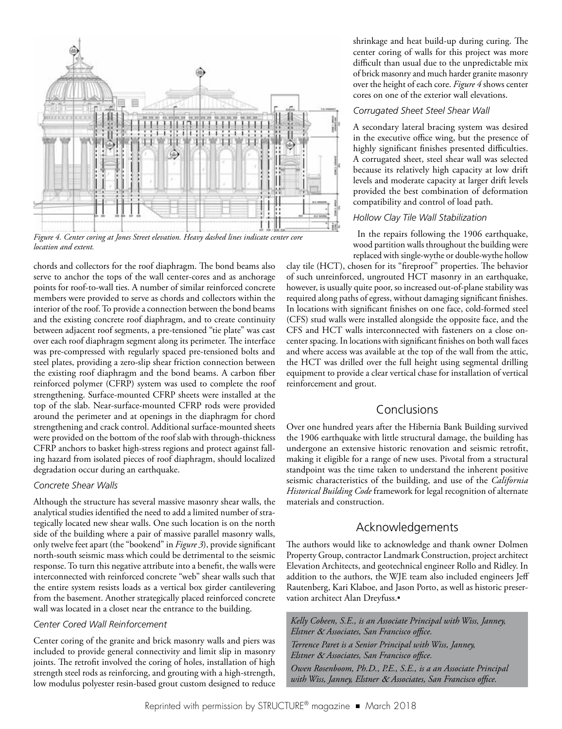Figure 4. Center coring at Jones Street elevation. Heavy dashed lines indicate center core location and extent.

chords and collectors for the roof diaphragm. The bond beams also serve to anchor the tops of the wall center-cores and as anchorage points for roof-to-wall ties. A number of similar reinforced concrete members were provided to serve as chords and collectors within the interior of the roof. To provide a connection between the bond beams and the existing concrete roof diaphragm, and to create continuity between adjacent roof segments, a pre-tensioned "tie plate" was cast over each roof diaphragm segment along its perimeter. The interface was pre-compressed with regularly spaced pre-tensioned bolts and steel plates, providing a zero-slip shear friction connection between the existing roof diaphragm and the bond beams. A carbon fiber reinforced polymer (CFRP) system was used to complete the roof strengthening. Surface-mounted CFRP sheets were installed at the top of the slab. Near-surface-mounted CFRP rods were provided around the perimeter and at openings in the diaphragm for chord strengthening and crack control. Additional surface-mounted sheets were provided on the bottom of the roof slab with through-thickness CFRP anchors to basket high-stress regions and protect against falling hazard from isolated pieces of roof diaphragm, should localized degradation occur during an earthquake.

### Concrete Shear Walls

Although the structure has several massive masonry shear walls, the analytical studies identified the need to add a limited number of strategically located new shear walls. One such location is on the north side of the building where a pair of massive parallel masonry walls, only twelve feet apart (the "bookend" in *Figure 3*), provide significant north-south seismic mass which could be detrimental to the seismic response. To turn this negative attribute into a benefit, the walls were interconnected with reinforced concrete "web" shear walls such that the entire system resists loads as a vertical box girder cantilevering from the basement. Another strategically placed reinforced concrete wall was located in a closet near the entrance to the building.

### Center Cored Wall Reinforcement

Center coring of the granite and brick masonry walls and piers was included to provide general connectivity and limit slip in masonry joints. The retrofit involved the coring of holes, installation of high strength steel rods as reinforcing, and grouting with a high-strength, low modulus polyester resin-based grout custom designed to reduce shrinkage and heat build-up during curing. The center coring of walls for this project was more difficult than usual due to the unpredictable mix of brick masonry and much harder granite masonry over the height of each core. *Figure 4* shows center cores on one of the exterior wall elevations.

### Corrugated Sheet Steel Shear Wall

A secondary lateral bracing system was desired in the executive office wing, but the presence of highly significant finishes presented difficulties. A corrugated sheet, steel shear wall was selected because its relatively high capacity at low drift levels and moderate capacity at larger drift levels provided the best combination of deformation compatibility and control of load path.

### Hollow Clay Tile Wall Stabilization

In the repairs following the 1906 earthquake, wood partition walls throughout the building were replaced with single-wythe or double-wythe hollow clay tile (HCT), chosen for its "fireproof" properties. The behavior of such unreinforced, ungrouted HCT masonry in an earthquake, however, is usually quite poor, so increased out-of-plane stability was required along paths of egress, without damaging significant finishes. In locations with significant finishes on one face, cold-formed steel (CFS) stud walls were installed alongside the opposite face, and the CFS and HCT walls interconnected with fasteners on a close on-center spacing. In locations with significant finishes on both wall faces and where access was available at the top of the wall from the attic, the HCT was drilled over the full height using segmental drilling equipment to provide a clear vertical chase for installation of vertical reinforcement and grout.

## Conclusions

Over one hundred years after the Hibernia Bank Building survived the 1906 earthquake with little structural damage, the building has undergone an extensive historic renovation and seismic retrofit, making it eligible for a range of new uses. Pivotal from a structural standpoint was the time taken to understand the inherent positive seismic characteristics of the building, and use of the *California Historical Building Code* framework for legal recognition of alternate materials and construction.

## Acknowledgements

The authors would like to acknowledge and thank owner Dolmen Property Group, contractor Landmark Construction, project architect Elevation Architects, and geotechnical engineer Rollo and Ridley. In addition to the authors, the WJE team also included engineers Jeff Rautenberg, Kari Klaboe, and Jason Porto, as well as historic preservation architect Alan Dreyfuss.▪

*Kelly Cobeen, S.E., is an Associate Principal with Wiss, Janney, Elstner & Associates, San Francisco office.*

*Terrence Paret is a Senior Principal with Wiss, Janney, Elstner & Associates, San Francisco office.*

*Owen Rosenboom, Ph.D., P.E., S.E., is a an Associate Principal with Wiss, Janney, Elstner & Associates, San Francisco office.*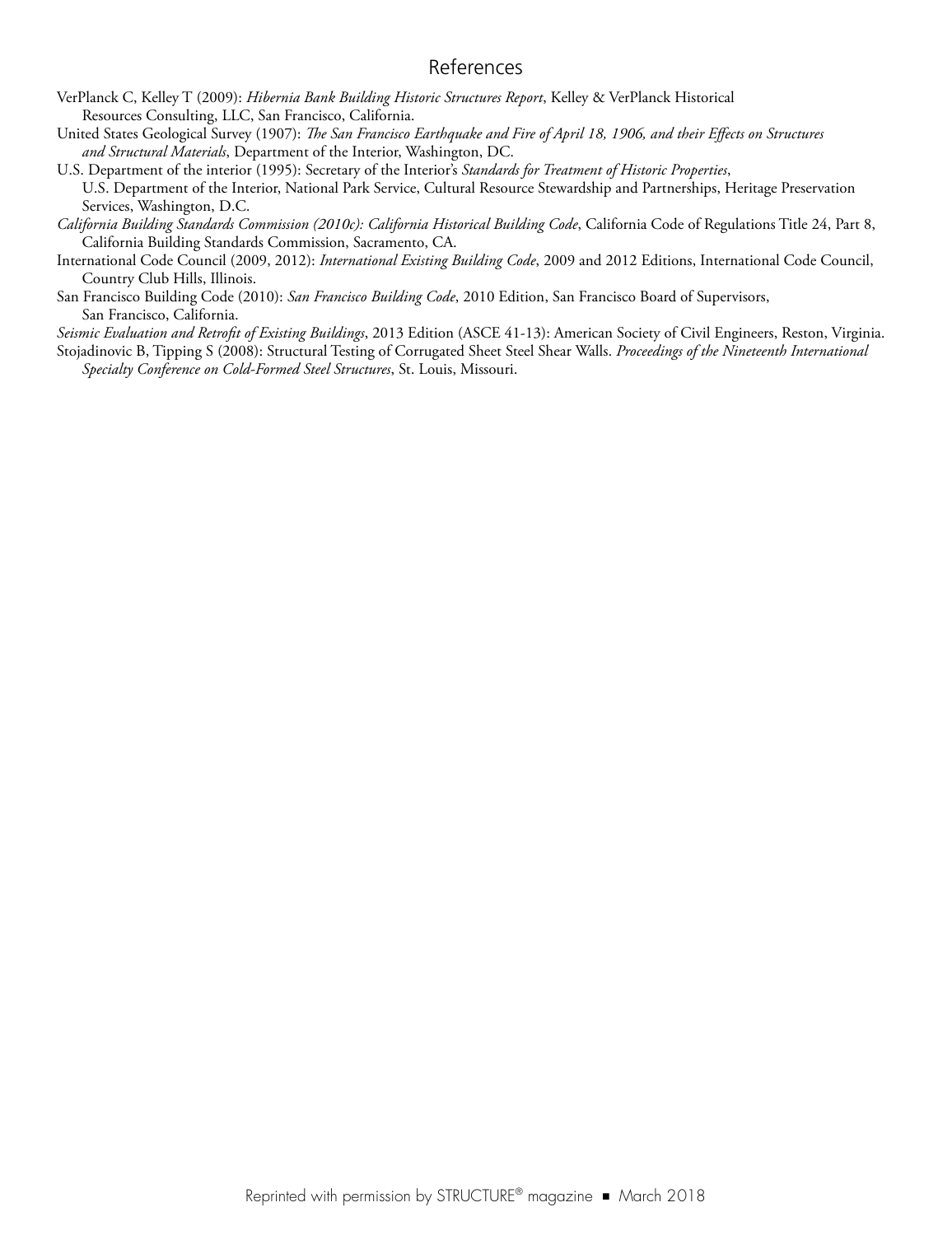## References

VerPlanck C, Kelley T (2009): *Hibernia Bank Building Historic Structures Report*, Kelley & VerPlanck Historical Resources Consulting, LLC, San Francisco, California.

United States Geological Survey (1907): *The San Francisco Earthquake and Fire of April 18, 1906, and their Effects on Structures and Structural Materials*, Department of the Interior, Washington, DC.

U.S. Department of the interior (1995): Secretary of the Interior's *Standards for Treatment of Historic Properties*, U.S. Department of the Interior, National Park Service, Cultural Resource Stewardship and Partnerships, Heritage Preservation Services, Washington, D.C.

*California Building Standards Commission (2010c): California Historical Building Code*, California Code of Regulations Title 24, Part 8, California Building Standards Commission, Sacramento, CA.

International Code Council (2009, 2012): *International Existing Building Code*, 2009 and 2012 Editions, International Code Council, Country Club Hills, Illinois.

San Francisco Building Code (2010): *San Francisco Building Code*, 2010 Edition, San Francisco Board of Supervisors, San Francisco, California.

*Seismic Evaluation and Retrofit of Existing Buildings*, 2013 Edition (ASCE 41-13): American Society of Civil Engineers, Reston, Virginia.

Stojadinovic B, Tipping S (2008): Structural Testing of Corrugated Sheet Steel Shear Walls. *Proceedings of the Nineteenth International Specialty Conference on Cold-Formed Steel Structures*, St. Louis, Missouri.

Reprinted with permission by STRUCTURE® magazine ■ March 2018